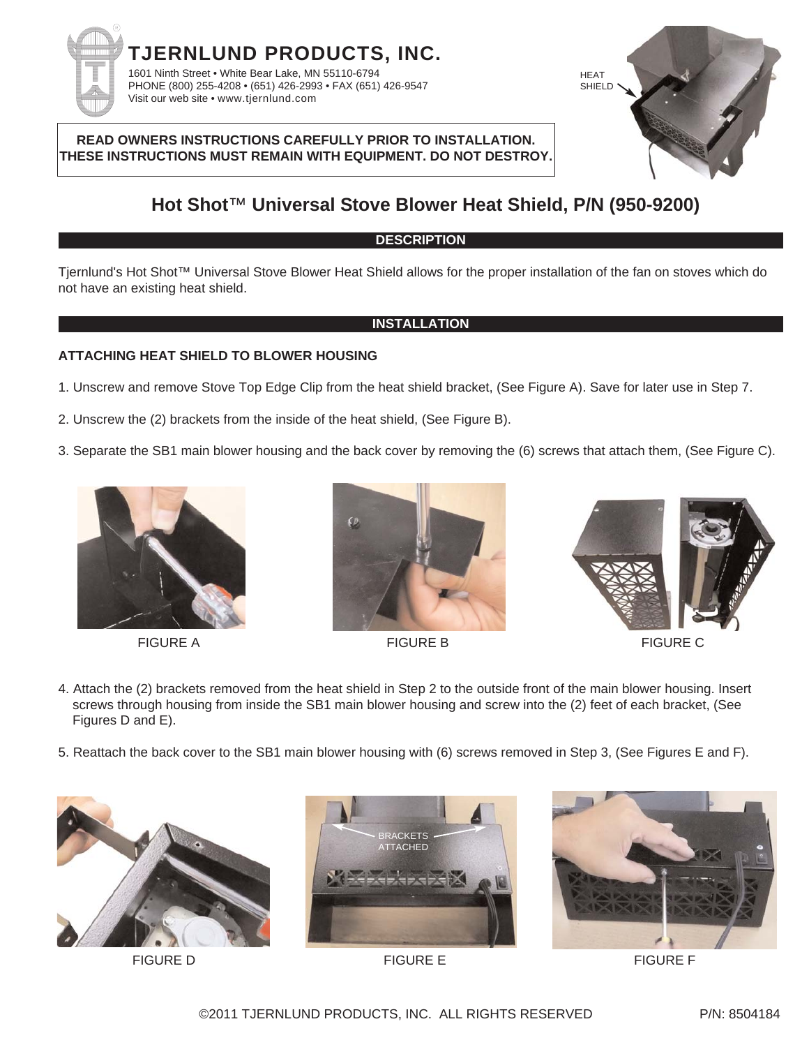# TJERNLUND PRODUCTS, INC.

1601 Ninth Street • White Bear Lake, MN 55110-6794
PHONE (800) 255-4208 • (651) 426-2993 • FAX (651) 426-9547
Visit our web site • www.tjernlund.com

**READ OWNERS INSTRUCTIONS CAREFULLY PRIOR TO INSTALLATION.**
**THESE INSTRUCTIONS MUST REMAIN WITH EQUIPMENT. DO NOT DESTROY.**

HEAT SHIELD

## Hot Shot™ Universal Stove Blower Heat Shield, P/N (950-9200)

### DESCRIPTION

Tjernlund's Hot Shot™ Universal Stove Blower Heat Shield allows for the proper installation of the fan on stoves which do not have an existing heat shield.

### INSTALLATION

**ATTACHING HEAT SHIELD TO BLOWER HOUSING**

1. Unscrew and remove Stove Top Edge Clip from the heat shield bracket, (See Figure A). Save for later use in Step 7.

2. Unscrew the (2) brackets from the inside of the heat shield, (See Figure B).

3. Separate the SB1 main blower housing and the back cover by removing the (6) screws that attach them, (See Figure C).

FIGURE A

FIGURE B

FIGURE C

4. Attach the (2) brackets removed from the heat shield in Step 2 to the outside front of the main blower housing. Insert screws through housing from inside the SB1 main blower housing and screw into the (2) feet of each bracket, (See Figures D and E).

5. Reattach the back cover to the SB1 main blower housing with (6) screws removed in Step 3, (See Figures E and F).

FIGURE D

BRACKETS ATTACHED

FIGURE E

FIGURE F

©2011 TJERNLUND PRODUCTS, INC. ALL RIGHTS RESERVED

P/N: 8504184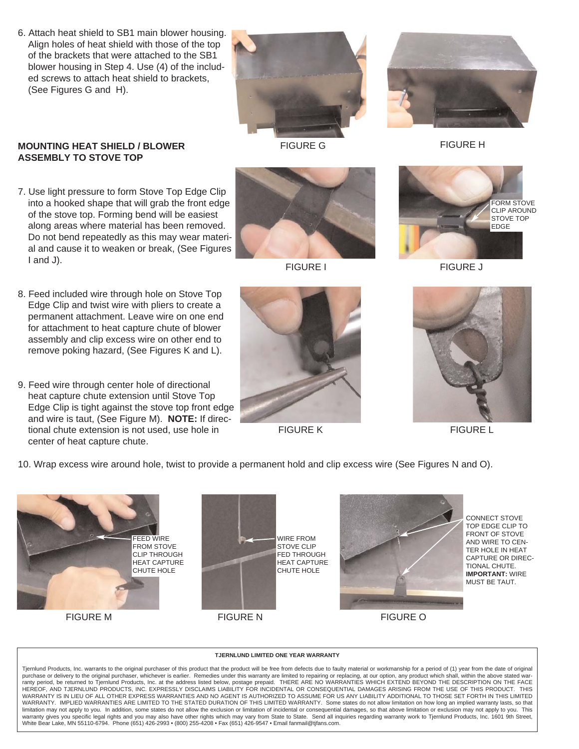6. Attach heat shield to SB1 main blower housing. Align holes of heat shield with those of the top of the brackets that were attached to the SB1 blower housing in Step 4. Use (4) of the included screws to attach heat shield to brackets, (See Figures G and H).

FIGURE G

FIGURE H

## MOUNTING HEAT SHIELD / BLOWER ASSEMBLY TO STOVE TOP

7. Use light pressure to form Stove Top Edge Clip into a hooked shape that will grab the front edge of the stove top. Forming bend will be easiest along areas where material has been removed. Do not bend repeatedly as this may wear material and cause it to weaken or break, (See Figures I and J).

FIGURE I

FORM STOVE CLIP AROUND STOVE TOP EDGE

FIGURE J

8. Feed included wire through hole on Stove Top Edge Clip and twist wire with pliers to create a permanent attachment. Leave wire on one end for attachment to heat capture chute of blower assembly and clip excess wire on other end to remove poking hazard, (See Figures K and L).

9. Feed wire through center hole of directional heat capture chute extension until Stove Top Edge Clip is tight against the stove top front edge and wire is taut, (See Figure M). **NOTE:** If directional chute extension is not used, use hole in center of heat capture chute.

FIGURE K

FIGURE L

10. Wrap excess wire around hole, twist to provide a permanent hold and clip excess wire (See Figures N and O).

FEED WIRE FROM STOVE CLIP THROUGH HEAT CAPTURE CHUTE HOLE

FIGURE M

WIRE FROM STOVE CLIP FED THROUGH HEAT CAPTURE CHUTE HOLE

FIGURE N

CONNECT STOVE TOP EDGE CLIP TO FRONT OF STOVE AND WIRE TO CENTER HOLE IN HEAT CAPTURE OR DIRECTIONAL CHUTE. **IMPORTANT:** WIRE MUST BE TAUT.

FIGURE O

**TJERNLUND LIMITED ONE YEAR WARRANTY**

Tjernlund Products, Inc. warrants to the original purchaser of this product that the product will be free from defects due to faulty material or workmanship for a period of (1) year from the date of original purchase or delivery to the original purchaser, whichever is earlier. Remedies under this warranty are limited to repairing or replacing, at our option, any product which shall, within the above stated warranty period, be returned to Tjernlund Products, Inc. at the address listed below, postage prepaid. THERE ARE NO WARRANTIES WHICH EXTEND BEYOND THE DESCRIPTION ON THE FACE HEREOF, AND TJERNLUND PRODUCTS, INC. EXPRESSLY DISCLAIMS LIABILITY FOR INCIDENTAL OR CONSEQUENTIAL DAMAGES ARISING FROM THE USE OF THIS PRODUCT. THIS WARRANTY IS IN LIEU OF ALL OTHER EXPRESS WARRANTIES AND NO AGENT IS AUTHORIZED TO ASSUME FOR US ANY LIABILITY ADDITIONAL TO THOSE SET FORTH IN THIS LIMITED WARRANTY. IMPLIED WARRANTIES ARE LIMITED TO THE STATED DURATION OF THIS LIMITED WARRANTY. Some states do not allow limitation on how long an implied warranty lasts, so that limitation may not apply to you. In addition, some states do not allow the exclusion or limitation of incidental or consequential damages, so that above limitation or exclusion may not apply to you. This warranty gives you specific legal rights and you may also have other rights which may vary from State to State. Send all inquiries regarding warranty work to Tjernlund Products, Inc. 1601 9th Street, White Bear Lake, MN 55110-6794. Phone (651) 426-2993 • (800) 255-4208 • Fax (651) 426-9547 • Email fanmail@tjfans.com.